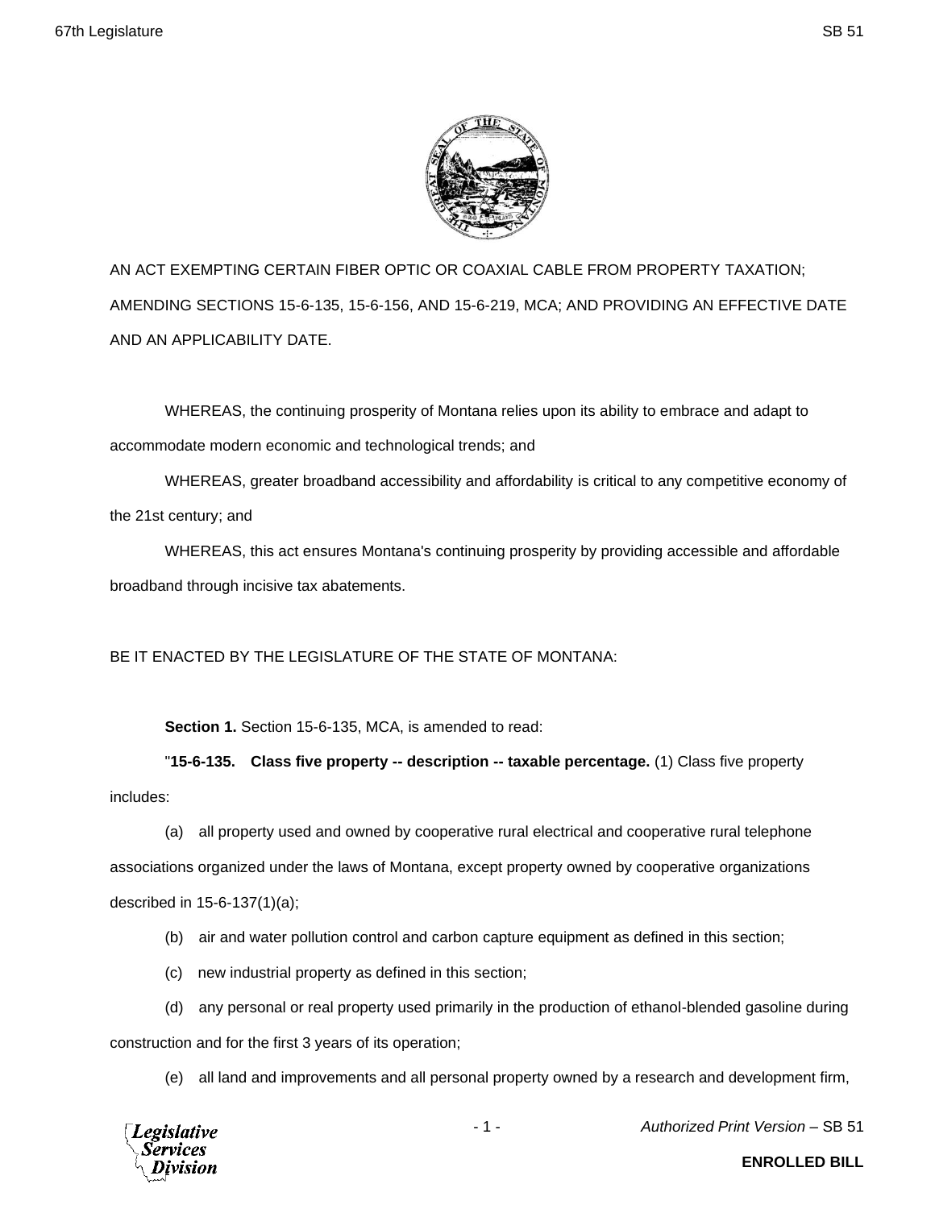AN ACT EXEMPTING CERTAIN FIBER OPTIC OR COAXIAL CABLE FROM PROPERTY TAXATION; AMENDING SECTIONS 15-6-135, 15-6-156, AND 15-6-219, MCA; AND PROVIDING AN EFFECTIVE DATE AND AN APPLICABILITY DATE.

WHEREAS, the continuing prosperity of Montana relies upon its ability to embrace and adapt to accommodate modern economic and technological trends; and

WHEREAS, greater broadband accessibility and affordability is critical to any competitive economy of the 21st century; and

WHEREAS, this act ensures Montana's continuing prosperity by providing accessible and affordable broadband through incisive tax abatements.

BE IT ENACTED BY THE LEGISLATURE OF THE STATE OF MONTANA:

**Section 1.** Section 15-6-135, MCA, is amended to read:

"**15-6-135. Class five property -- description -- taxable percentage.** (1) Class five property includes:

(a) all property used and owned by cooperative rural electrical and cooperative rural telephone associations organized under the laws of Montana, except property owned by cooperative organizations described in 15-6-137(1)(a);

(b) air and water pollution control and carbon capture equipment as defined in this section;

(c) new industrial property as defined in this section;

(d) any personal or real property used primarily in the production of ethanol-blended gasoline during construction and for the first 3 years of its operation;

(e) all land and improvements and all personal property owned by a research and development firm,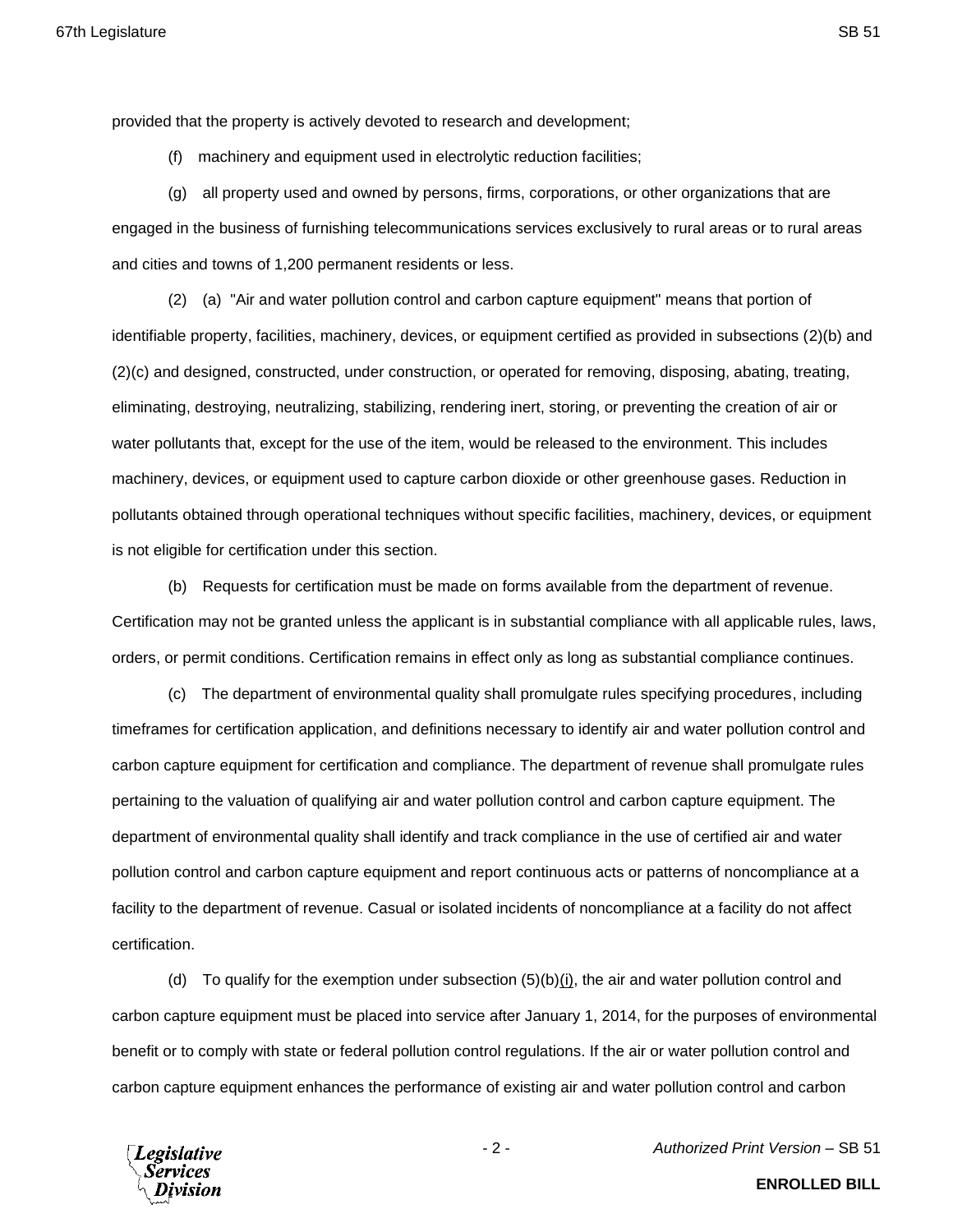provided that the property is actively devoted to research and development;

(f) machinery and equipment used in electrolytic reduction facilities;

(g) all property used and owned by persons, firms, corporations, or other organizations that are engaged in the business of furnishing telecommunications services exclusively to rural areas or to rural areas and cities and towns of 1,200 permanent residents or less.

(2) (a) "Air and water pollution control and carbon capture equipment" means that portion of identifiable property, facilities, machinery, devices, or equipment certified as provided in subsections (2)(b) and (2)(c) and designed, constructed, under construction, or operated for removing, disposing, abating, treating, eliminating, destroying, neutralizing, stabilizing, rendering inert, storing, or preventing the creation of air or water pollutants that, except for the use of the item, would be released to the environment. This includes machinery, devices, or equipment used to capture carbon dioxide or other greenhouse gases. Reduction in pollutants obtained through operational techniques without specific facilities, machinery, devices, or equipment is not eligible for certification under this section.

(b) Requests for certification must be made on forms available from the department of revenue. Certification may not be granted unless the applicant is in substantial compliance with all applicable rules, laws, orders, or permit conditions. Certification remains in effect only as long as substantial compliance continues.

(c) The department of environmental quality shall promulgate rules specifying procedures, including timeframes for certification application, and definitions necessary to identify air and water pollution control and carbon capture equipment for certification and compliance. The department of revenue shall promulgate rules pertaining to the valuation of qualifying air and water pollution control and carbon capture equipment. The department of environmental quality shall identify and track compliance in the use of certified air and water pollution control and carbon capture equipment and report continuous acts or patterns of noncompliance at a facility to the department of revenue. Casual or isolated incidents of noncompliance at a facility do not affect certification.

(d) To qualify for the exemption under subsection (5)(b)(i), the air and water pollution control and carbon capture equipment must be placed into service after January 1, 2014, for the purposes of environmental benefit or to comply with state or federal pollution control regulations. If the air or water pollution control and carbon capture equipment enhances the performance of existing air and water pollution control and carbon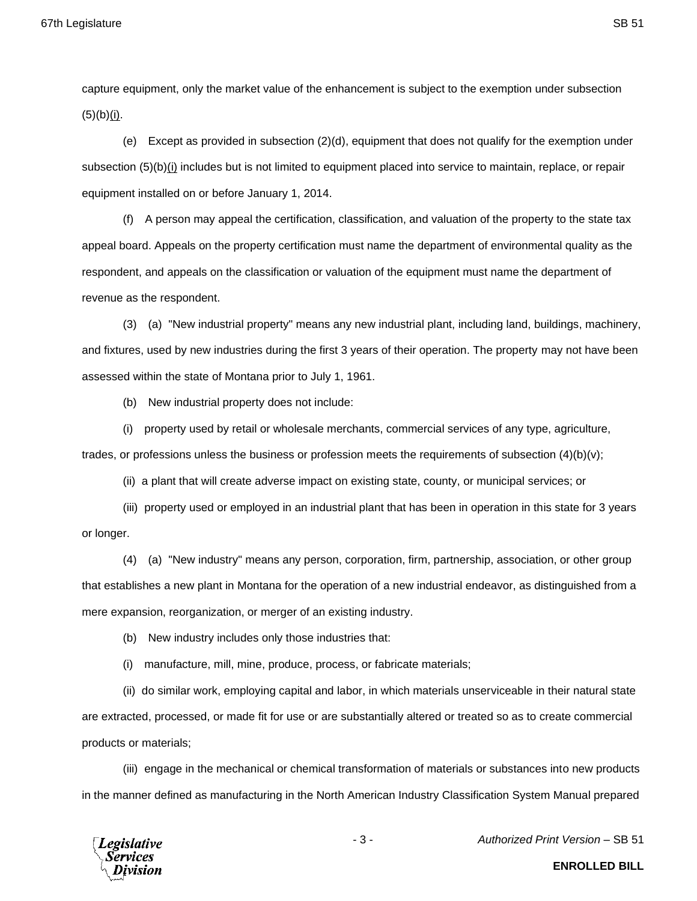capture equipment, only the market value of the enhancement is subject to the exemption under subsection (5)(b)(i).

(e) Except as provided in subsection (2)(d), equipment that does not qualify for the exemption under subsection (5)(b)(i) includes but is not limited to equipment placed into service to maintain, replace, or repair equipment installed on or before January 1, 2014.

(f) A person may appeal the certification, classification, and valuation of the property to the state tax appeal board. Appeals on the property certification must name the department of environmental quality as the respondent, and appeals on the classification or valuation of the equipment must name the department of revenue as the respondent.

(3) (a) "New industrial property" means any new industrial plant, including land, buildings, machinery, and fixtures, used by new industries during the first 3 years of their operation. The property may not have been assessed within the state of Montana prior to July 1, 1961.

(b) New industrial property does not include:

(i) property used by retail or wholesale merchants, commercial services of any type, agriculture, trades, or professions unless the business or profession meets the requirements of subsection (4)(b)(v);

(ii) a plant that will create adverse impact on existing state, county, or municipal services; or

(iii) property used or employed in an industrial plant that has been in operation in this state for 3 years or longer.

(4) (a) "New industry" means any person, corporation, firm, partnership, association, or other group that establishes a new plant in Montana for the operation of a new industrial endeavor, as distinguished from a mere expansion, reorganization, or merger of an existing industry.

(b) New industry includes only those industries that:

(i) manufacture, mill, mine, produce, process, or fabricate materials;

(ii) do similar work, employing capital and labor, in which materials unserviceable in their natural state are extracted, processed, or made fit for use or are substantially altered or treated so as to create commercial products or materials;

(iii) engage in the mechanical or chemical transformation of materials or substances into new products in the manner defined as manufacturing in the North American Industry Classification System Manual prepared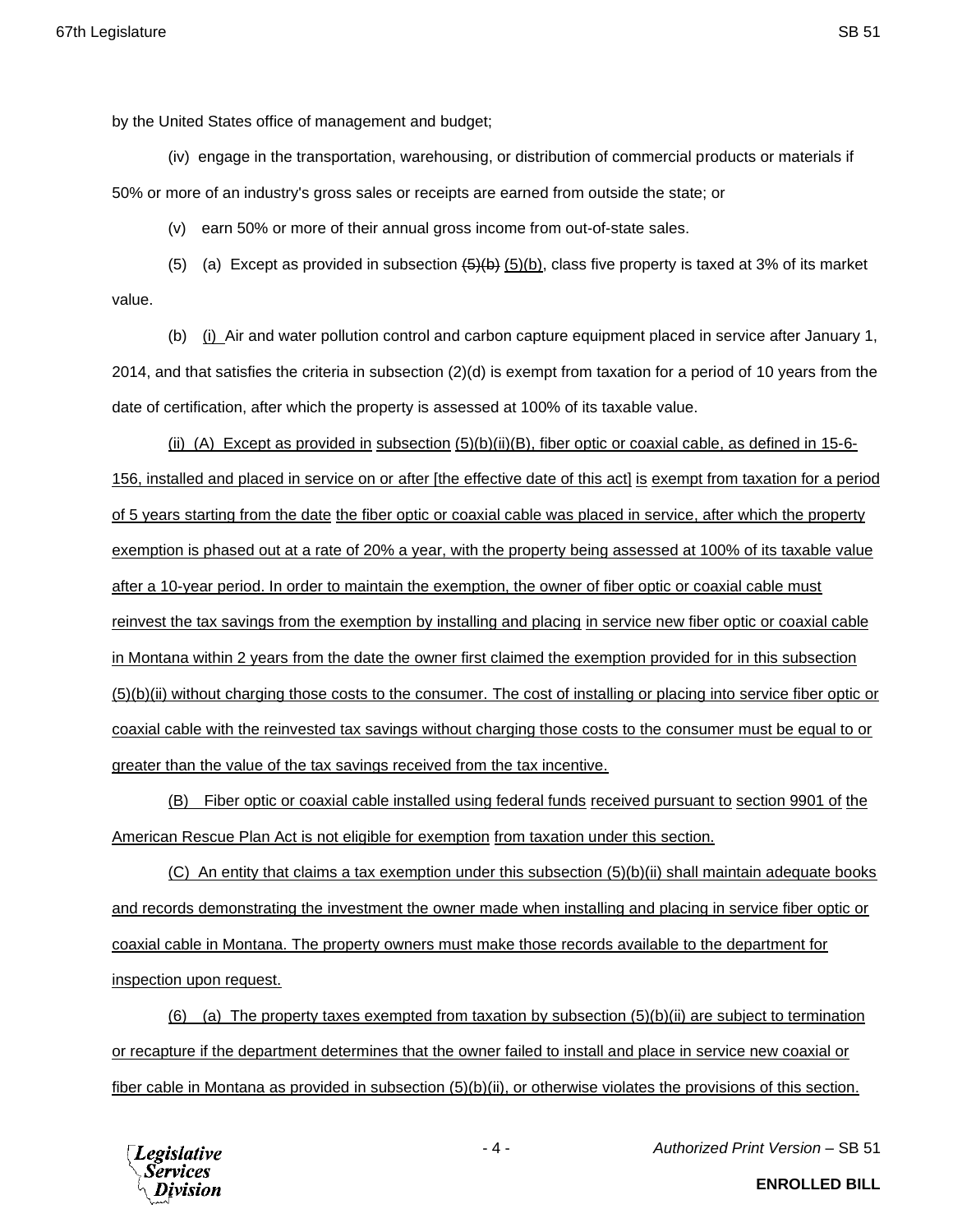by the United States office of management and budget;

(iv) engage in the transportation, warehousing, or distribution of commercial products or materials if 50% or more of an industry's gross sales or receipts are earned from outside the state; or

(v) earn 50% or more of their annual gross income from out-of-state sales.

(5) (a) Except as provided in subsection ~~(5)(b)~~ (5)(b), class five property is taxed at 3% of its market value.

(b) (i) Air and water pollution control and carbon capture equipment placed in service after January 1, 2014, and that satisfies the criteria in subsection (2)(d) is exempt from taxation for a period of 10 years from the date of certification, after which the property is assessed at 100% of its taxable value.

(ii) (A) Except as provided in subsection (5)(b)(ii)(B), fiber optic or coaxial cable, as defined in 15-6-156, installed and placed in service on or after [the effective date of this act] is exempt from taxation for a period of 5 years starting from the date the fiber optic or coaxial cable was placed in service, after which the property exemption is phased out at a rate of 20% a year, with the property being assessed at 100% of its taxable value after a 10-year period. In order to maintain the exemption, the owner of fiber optic or coaxial cable must reinvest the tax savings from the exemption by installing and placing in service new fiber optic or coaxial cable in Montana within 2 years from the date the owner first claimed the exemption provided for in this subsection (5)(b)(ii) without charging those costs to the consumer. The cost of installing or placing into service fiber optic or coaxial cable with the reinvested tax savings without charging those costs to the consumer must be equal to or greater than the value of the tax savings received from the tax incentive.

(B) Fiber optic or coaxial cable installed using federal funds received pursuant to section 9901 of the American Rescue Plan Act is not eligible for exemption from taxation under this section.

(C) An entity that claims a tax exemption under this subsection (5)(b)(ii) shall maintain adequate books and records demonstrating the investment the owner made when installing and placing in service fiber optic or coaxial cable in Montana. The property owners must make those records available to the department for inspection upon request.

(6) (a) The property taxes exempted from taxation by subsection (5)(b)(ii) are subject to termination or recapture if the department determines that the owner failed to install and place in service new coaxial or fiber cable in Montana as provided in subsection (5)(b)(ii), or otherwise violates the provisions of this section.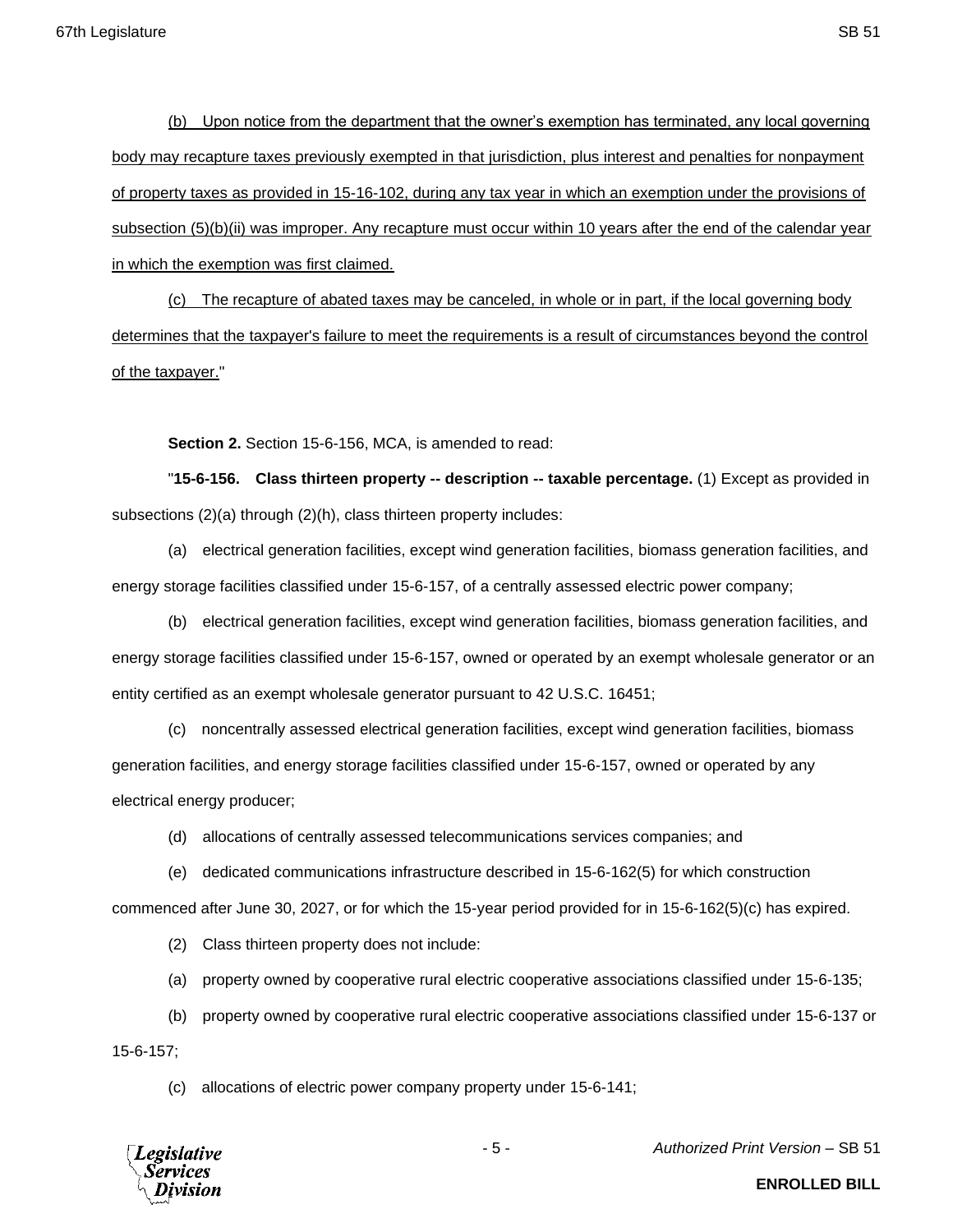(b) Upon notice from the department that the owner's exemption has terminated, any local governing body may recapture taxes previously exempted in that jurisdiction, plus interest and penalties for nonpayment of property taxes as provided in 15-16-102, during any tax year in which an exemption under the provisions of subsection (5)(b)(ii) was improper. Any recapture must occur within 10 years after the end of the calendar year in which the exemption was first claimed.

(c) The recapture of abated taxes may be canceled, in whole or in part, if the local governing body determines that the taxpayer's failure to meet the requirements is a result of circumstances beyond the control of the taxpayer."

**Section 2.** Section 15-6-156, MCA, is amended to read:

"**15-6-156. Class thirteen property -- description -- taxable percentage.** (1) Except as provided in subsections (2)(a) through (2)(h), class thirteen property includes:

(a) electrical generation facilities, except wind generation facilities, biomass generation facilities, and energy storage facilities classified under 15-6-157, of a centrally assessed electric power company;

(b) electrical generation facilities, except wind generation facilities, biomass generation facilities, and energy storage facilities classified under 15-6-157, owned or operated by an exempt wholesale generator or an entity certified as an exempt wholesale generator pursuant to 42 U.S.C. 16451;

(c) noncentrally assessed electrical generation facilities, except wind generation facilities, biomass generation facilities, and energy storage facilities classified under 15-6-157, owned or operated by any electrical energy producer;

(d) allocations of centrally assessed telecommunications services companies; and

(e) dedicated communications infrastructure described in 15-6-162(5) for which construction commenced after June 30, 2027, or for which the 15-year period provided for in 15-6-162(5)(c) has expired.

(2) Class thirteen property does not include:

(a) property owned by cooperative rural electric cooperative associations classified under 15-6-135;

(b) property owned by cooperative rural electric cooperative associations classified under 15-6-137 or 15-6-157;

(c) allocations of electric power company property under 15-6-141;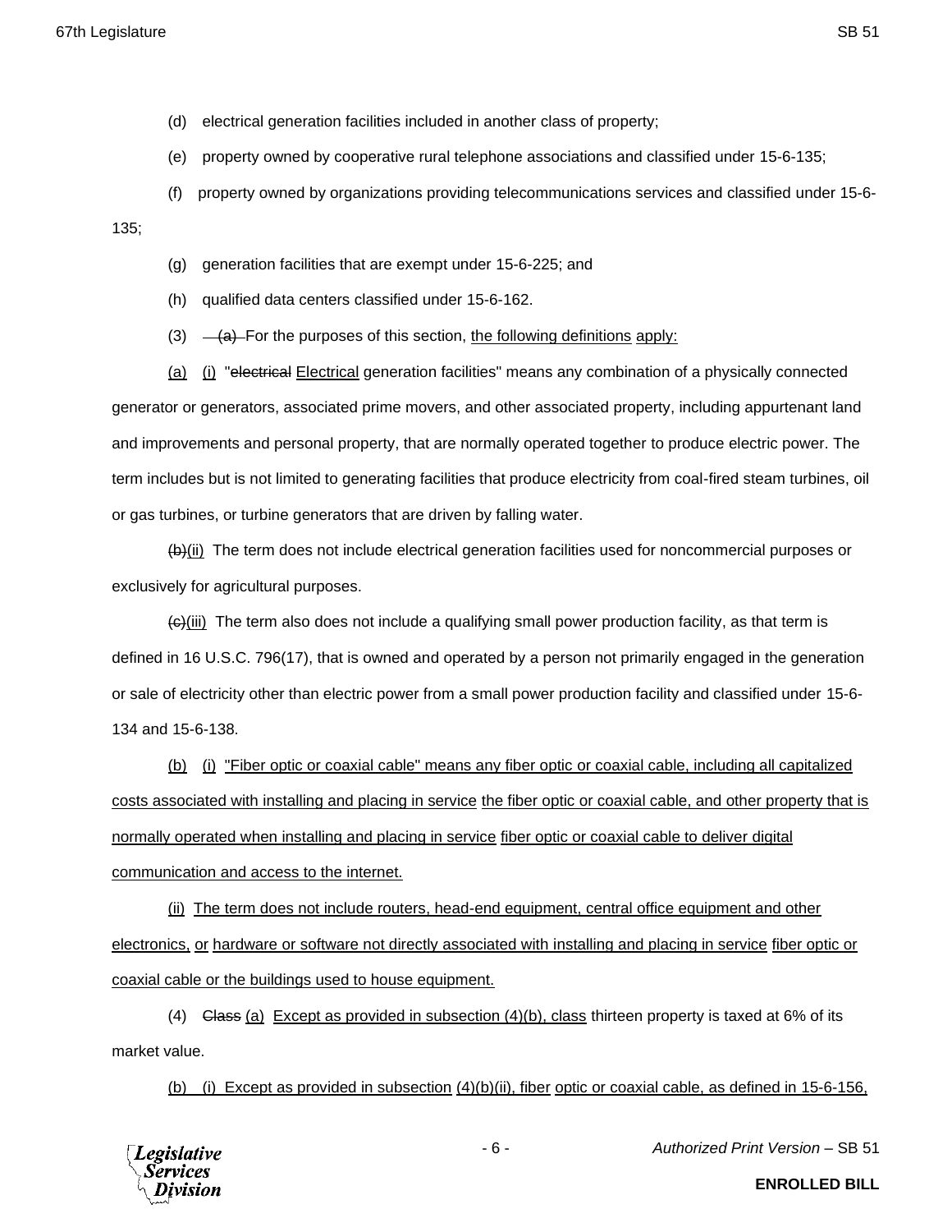(d) electrical generation facilities included in another class of property;

(e) property owned by cooperative rural telephone associations and classified under 15-6-135;

(f) property owned by organizations providing telecommunications services and classified under 15-6-135;

(g) generation facilities that are exempt under 15-6-225; and

(h) qualified data centers classified under 15-6-162.

(3) ~~(a)~~ For the purposes of this section, the following definitions apply:

(a) (i) "~~electrical~~ Electrical generation facilities" means any combination of a physically connected generator or generators, associated prime movers, and other associated property, including appurtenant land and improvements and personal property, that are normally operated together to produce electric power. The term includes but is not limited to generating facilities that produce electricity from coal-fired steam turbines, oil or gas turbines, or turbine generators that are driven by falling water.

~~(b)~~(ii) The term does not include electrical generation facilities used for noncommercial purposes or exclusively for agricultural purposes.

~~(c)~~(iii) The term also does not include a qualifying small power production facility, as that term is defined in 16 U.S.C. 796(17), that is owned and operated by a person not primarily engaged in the generation or sale of electricity other than electric power from a small power production facility and classified under 15-6-134 and 15-6-138.

(b) (i) "Fiber optic or coaxial cable" means any fiber optic or coaxial cable, including all capitalized costs associated with installing and placing in service the fiber optic or coaxial cable, and other property that is normally operated when installing and placing in service fiber optic or coaxial cable to deliver digital communication and access to the internet.

(ii) The term does not include routers, head-end equipment, central office equipment and other electronics, or hardware or software not directly associated with installing and placing in service fiber optic or coaxial cable or the buildings used to house equipment.

(4) ~~Class~~ (a) Except as provided in subsection (4)(b), class thirteen property is taxed at 6% of its market value.

(b) (i) Except as provided in subsection (4)(b)(ii), fiber optic or coaxial cable, as defined in 15-6-156,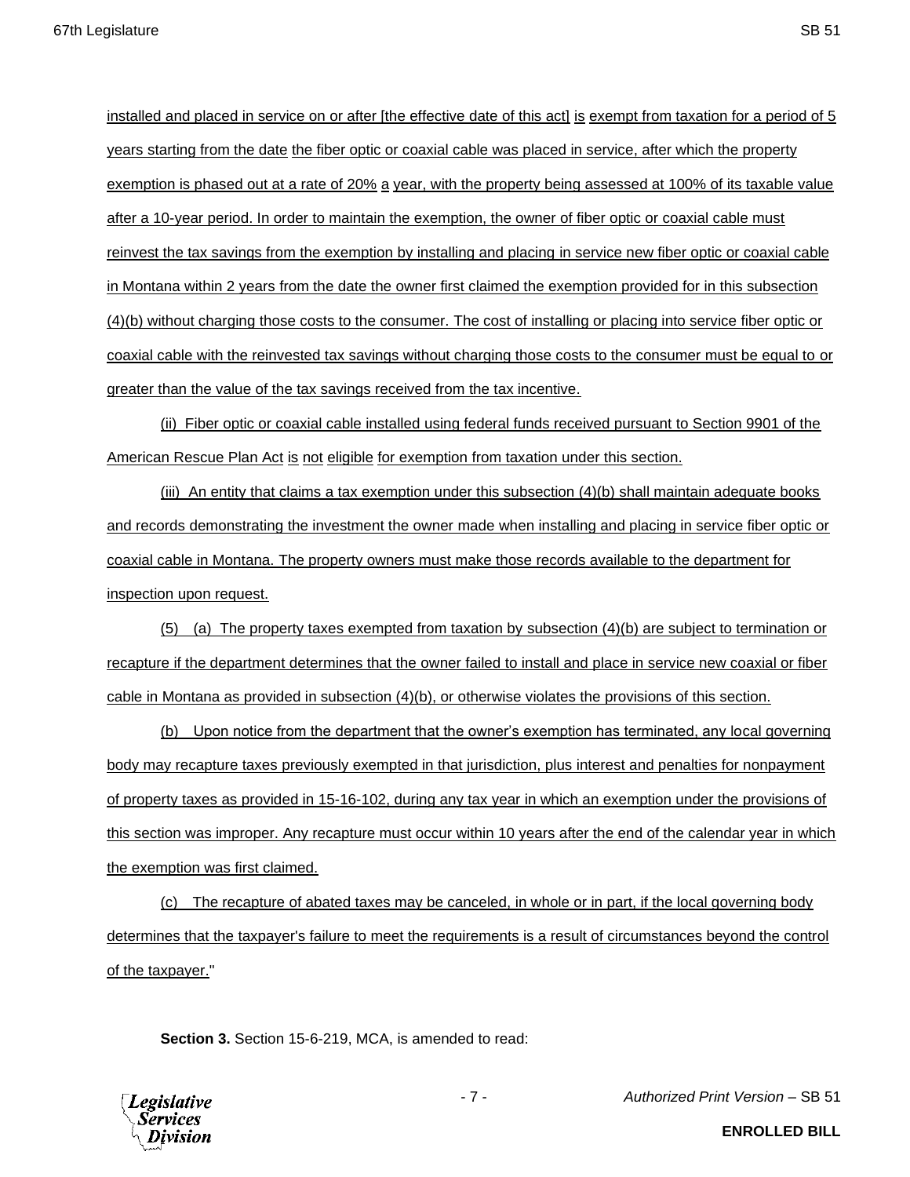installed and placed in service on or after [the effective date of this act] is exempt from taxation for a period of 5 years starting from the date the fiber optic or coaxial cable was placed in service, after which the property exemption is phased out at a rate of 20% a year, with the property being assessed at 100% of its taxable value after a 10-year period. In order to maintain the exemption, the owner of fiber optic or coaxial cable must reinvest the tax savings from the exemption by installing and placing in service new fiber optic or coaxial cable in Montana within 2 years from the date the owner first claimed the exemption provided for in this subsection (4)(b) without charging those costs to the consumer. The cost of installing or placing into service fiber optic or coaxial cable with the reinvested tax savings without charging those costs to the consumer must be equal to or greater than the value of the tax savings received from the tax incentive.

(ii) Fiber optic or coaxial cable installed using federal funds received pursuant to Section 9901 of the American Rescue Plan Act is not eligible for exemption from taxation under this section.

(iii) An entity that claims a tax exemption under this subsection (4)(b) shall maintain adequate books and records demonstrating the investment the owner made when installing and placing in service fiber optic or coaxial cable in Montana. The property owners must make those records available to the department for inspection upon request.

(5) (a) The property taxes exempted from taxation by subsection (4)(b) are subject to termination or recapture if the department determines that the owner failed to install and place in service new coaxial or fiber cable in Montana as provided in subsection (4)(b), or otherwise violates the provisions of this section.

(b) Upon notice from the department that the owner's exemption has terminated, any local governing body may recapture taxes previously exempted in that jurisdiction, plus interest and penalties for nonpayment of property taxes as provided in 15-16-102, during any tax year in which an exemption under the provisions of this section was improper. Any recapture must occur within 10 years after the end of the calendar year in which the exemption was first claimed.

(c) The recapture of abated taxes may be canceled, in whole or in part, if the local governing body determines that the taxpayer's failure to meet the requirements is a result of circumstances beyond the control of the taxpayer."

**Section 3.** Section 15-6-219, MCA, is amended to read: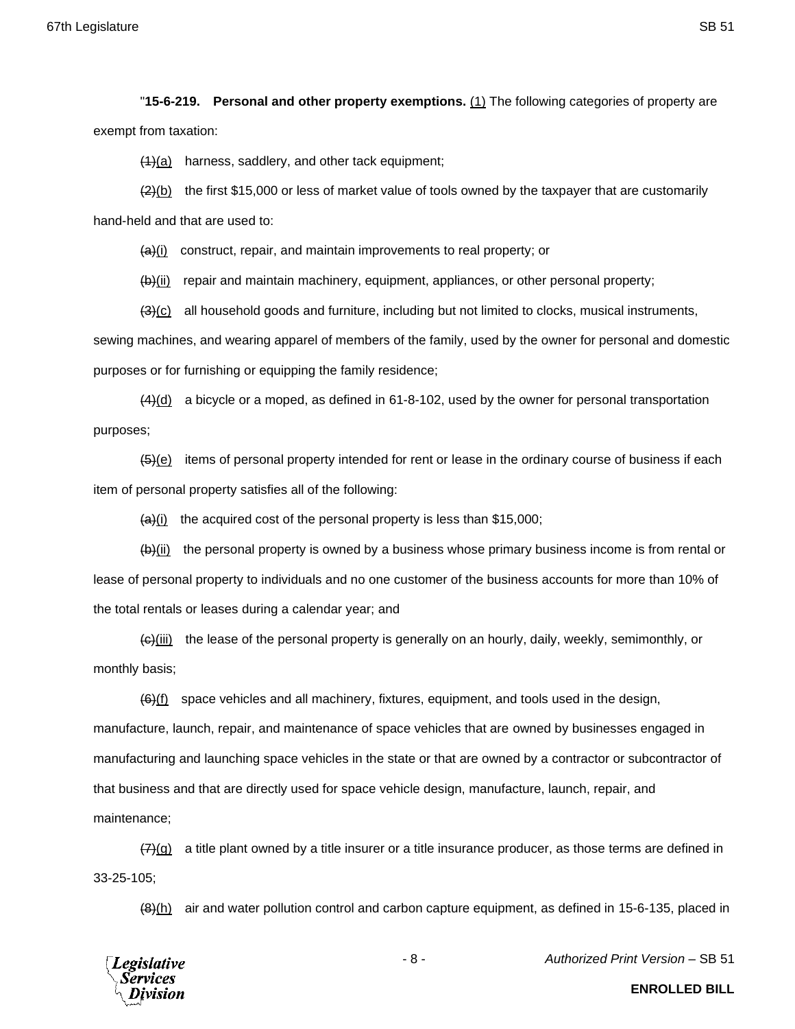"**15-6-219. Personal and other property exemptions.** (1) The following categories of property are exempt from taxation:

~~(1)~~(a) harness, saddlery, and other tack equipment;

~~(2)~~(b) the first $15,000 or less of market value of tools owned by the taxpayer that are customarily hand-held and that are used to:

~~(a)~~(i) construct, repair, and maintain improvements to real property; or

~~(b)~~(ii) repair and maintain machinery, equipment, appliances, or other personal property;

~~(3)~~(c) all household goods and furniture, including but not limited to clocks, musical instruments, sewing machines, and wearing apparel of members of the family, used by the owner for personal and domestic purposes or for furnishing or equipping the family residence;

~~(4)~~(d) a bicycle or a moped, as defined in 61-8-102, used by the owner for personal transportation purposes;

~~(5)~~(e) items of personal property intended for rent or lease in the ordinary course of business if each item of personal property satisfies all of the following:

~~(a)~~(i) the acquired cost of the personal property is less than $15,000;

~~(b)~~(ii) the personal property is owned by a business whose primary business income is from rental or lease of personal property to individuals and no one customer of the business accounts for more than 10% of the total rentals or leases during a calendar year; and

~~(c)~~(iii) the lease of the personal property is generally on an hourly, daily, weekly, semimonthly, or monthly basis;

~~(6)~~(f) space vehicles and all machinery, fixtures, equipment, and tools used in the design, manufacture, launch, repair, and maintenance of space vehicles that are owned by businesses engaged in manufacturing and launching space vehicles in the state or that are owned by a contractor or subcontractor of that business and that are directly used for space vehicle design, manufacture, launch, repair, and maintenance;

~~(7)~~(g) a title plant owned by a title insurer or a title insurance producer, as those terms are defined in 33-25-105;

~~(8)~~(h) air and water pollution control and carbon capture equipment, as defined in 15-6-135, placed in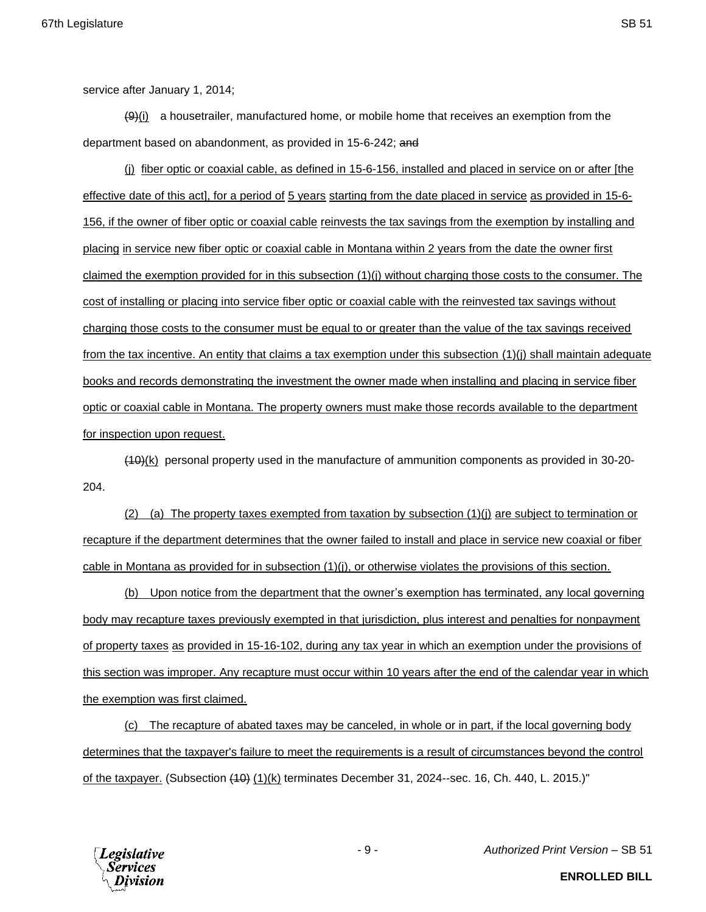service after January 1, 2014;

~~(9)~~(i) a housetrailer, manufactured home, or mobile home that receives an exemption from the department based on abandonment, as provided in 15-6-242; ~~and~~

(j) fiber optic or coaxial cable, as defined in 15-6-156, installed and placed in service on or after [the effective date of this act], for a period of 5 years starting from the date placed in service as provided in 15-6-156, if the owner of fiber optic or coaxial cable reinvests the tax savings from the exemption by installing and placing in service new fiber optic or coaxial cable in Montana within 2 years from the date the owner first claimed the exemption provided for in this subsection (1)(j) without charging those costs to the consumer. The cost of installing or placing into service fiber optic or coaxial cable with the reinvested tax savings without charging those costs to the consumer must be equal to or greater than the value of the tax savings received from the tax incentive. An entity that claims a tax exemption under this subsection (1)(j) shall maintain adequate books and records demonstrating the investment the owner made when installing and placing in service fiber optic or coaxial cable in Montana. The property owners must make those records available to the department for inspection upon request.

~~(10)~~(k) personal property used in the manufacture of ammunition components as provided in 30-20-204.

(2) (a) The property taxes exempted from taxation by subsection (1)(j) are subject to termination or recapture if the department determines that the owner failed to install and place in service new coaxial or fiber cable in Montana as provided for in subsection (1)(j), or otherwise violates the provisions of this section.

(b) Upon notice from the department that the owner's exemption has terminated, any local governing body may recapture taxes previously exempted in that jurisdiction, plus interest and penalties for nonpayment of property taxes as provided in 15-16-102, during any tax year in which an exemption under the provisions of this section was improper. Any recapture must occur within 10 years after the end of the calendar year in which the exemption was first claimed.

(c) The recapture of abated taxes may be canceled, in whole or in part, if the local governing body determines that the taxpayer's failure to meet the requirements is a result of circumstances beyond the control of the taxpayer. (Subsection ~~(10)~~ (1)(k) terminates December 31, 2024--sec. 16, Ch. 440, L. 2015.)"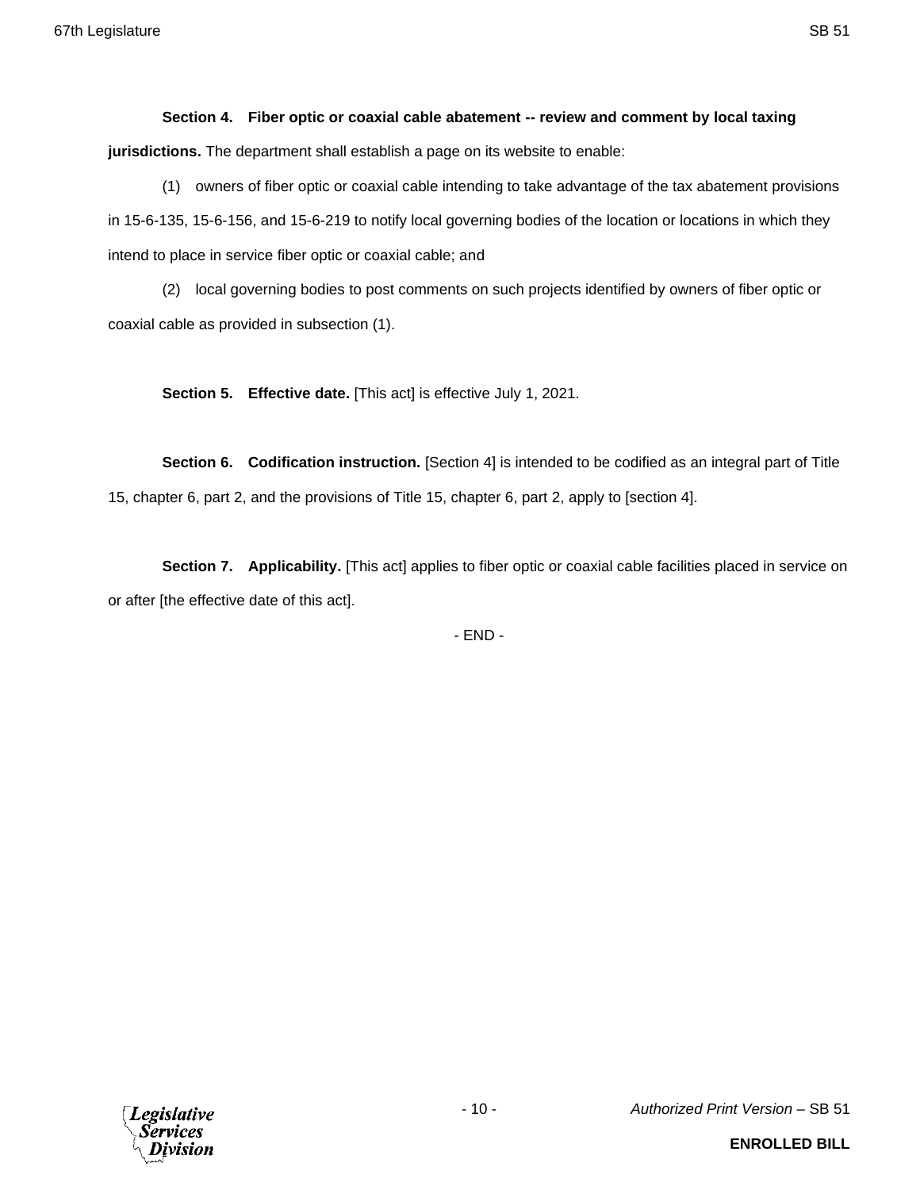**Section 4. Fiber optic or coaxial cable abatement -- review and comment by local taxing jurisdictions.** The department shall establish a page on its website to enable:

(1) owners of fiber optic or coaxial cable intending to take advantage of the tax abatement provisions in 15-6-135, 15-6-156, and 15-6-219 to notify local governing bodies of the location or locations in which they intend to place in service fiber optic or coaxial cable; and

(2) local governing bodies to post comments on such projects identified by owners of fiber optic or coaxial cable as provided in subsection (1).

**Section 5. Effective date.** [This act] is effective July 1, 2021.

**Section 6. Codification instruction.** [Section 4] is intended to be codified as an integral part of Title 15, chapter 6, part 2, and the provisions of Title 15, chapter 6, part 2, apply to [section 4].

**Section 7. Applicability.** [This act] applies to fiber optic or coaxial cable facilities placed in service on or after [the effective date of this act].

- END -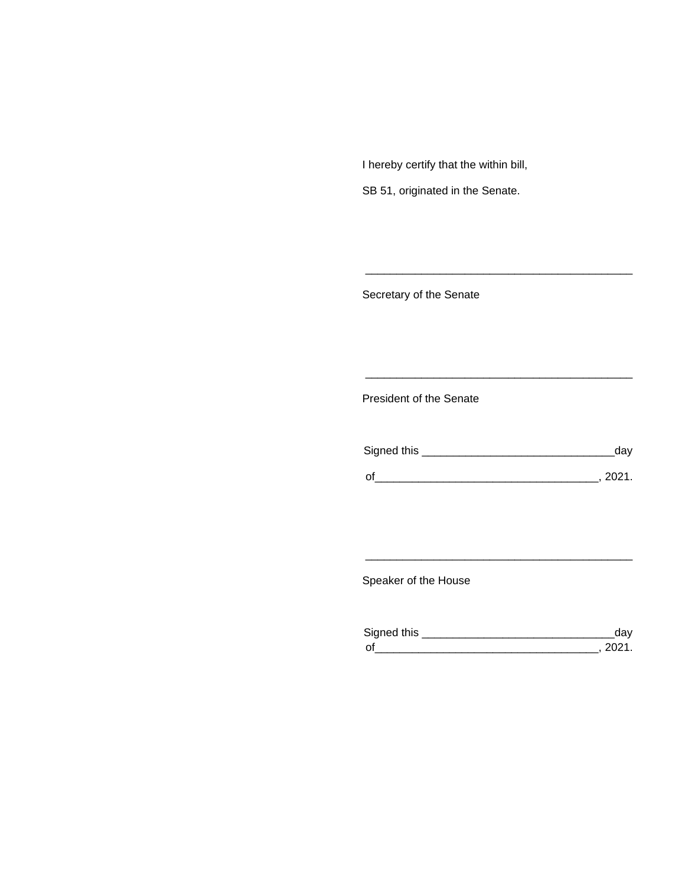I hereby certify that the within bill,

SB 51, originated in the Senate.

\_\_\_\_\_\_\_\_\_\_\_\_\_\_\_\_\_\_\_\_\_\_\_\_\_\_\_\_\_\_\_\_\_\_\_\_\_\_\_\_\_\_\_\_

Secretary of the Senate

\_\_\_\_\_\_\_\_\_\_\_\_\_\_\_\_\_\_\_\_\_\_\_\_\_\_\_\_\_\_\_\_\_\_\_\_\_\_\_\_\_\_\_\_

President of the Senate

Signed this \_\_\_\_\_\_\_\_\_\_\_\_\_\_\_\_\_\_\_\_\_\_\_\_\_\_\_\_\_\_\_day

of\_\_\_\_\_\_\_\_\_\_\_\_\_\_\_\_\_\_\_\_\_\_\_\_\_\_\_\_\_\_\_\_\_\_\_\_, 2021.

\_\_\_\_\_\_\_\_\_\_\_\_\_\_\_\_\_\_\_\_\_\_\_\_\_\_\_\_\_\_\_\_\_\_\_\_\_\_\_\_\_\_\_\_

Speaker of the House

Signed this \_\_\_\_\_\_\_\_\_\_\_\_\_\_\_\_\_\_\_\_\_\_\_\_\_\_\_\_\_\_\_day

of\_\_\_\_\_\_\_\_\_\_\_\_\_\_\_\_\_\_\_\_\_\_\_\_\_\_\_\_\_\_\_\_\_\_\_\_, 2021.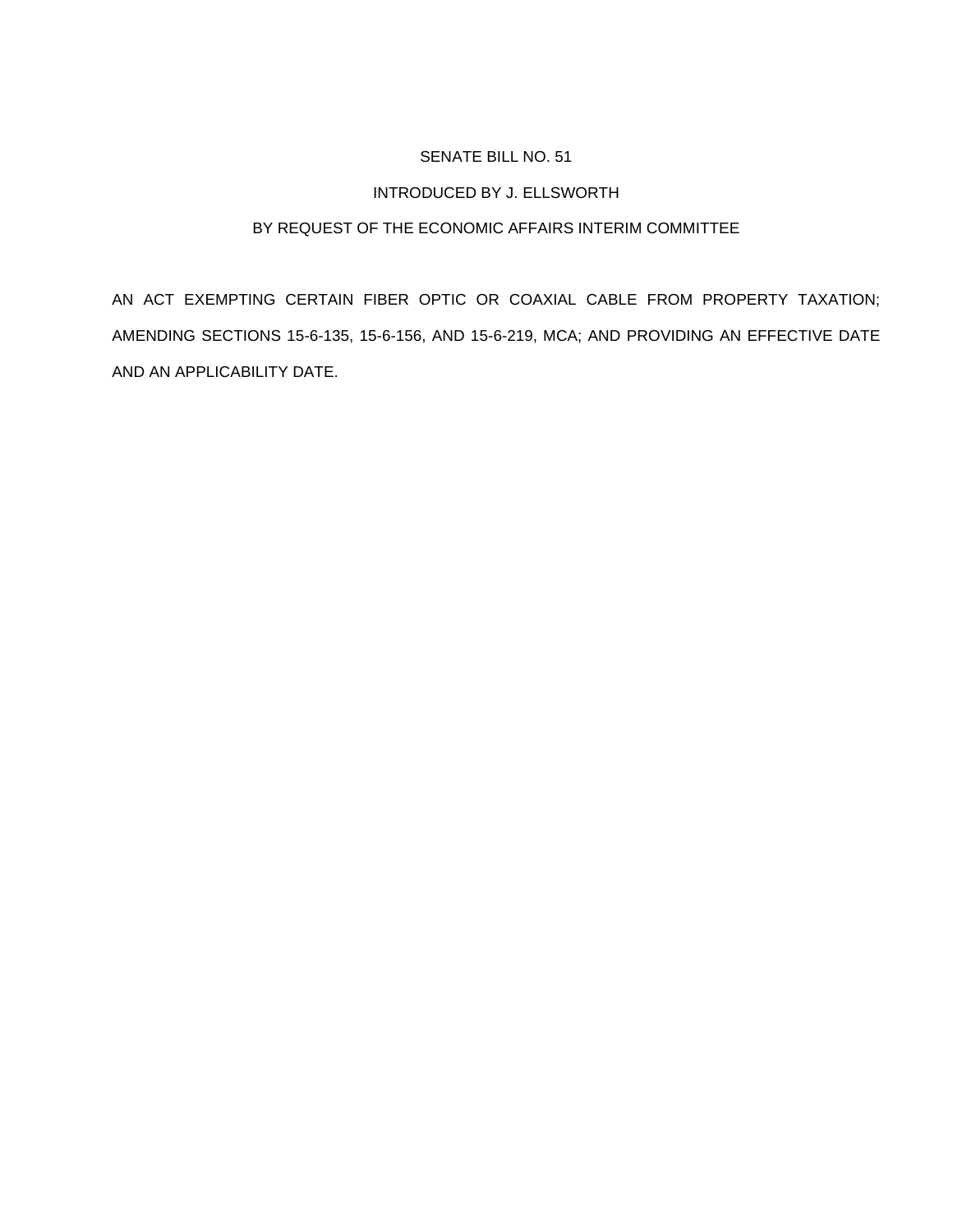SENATE BILL NO. 51

INTRODUCED BY J. ELLSWORTH

BY REQUEST OF THE ECONOMIC AFFAIRS INTERIM COMMITTEE

AN ACT EXEMPTING CERTAIN FIBER OPTIC OR COAXIAL CABLE FROM PROPERTY TAXATION; AMENDING SECTIONS 15-6-135, 15-6-156, AND 15-6-219, MCA; AND PROVIDING AN EFFECTIVE DATE AND AN APPLICABILITY DATE.